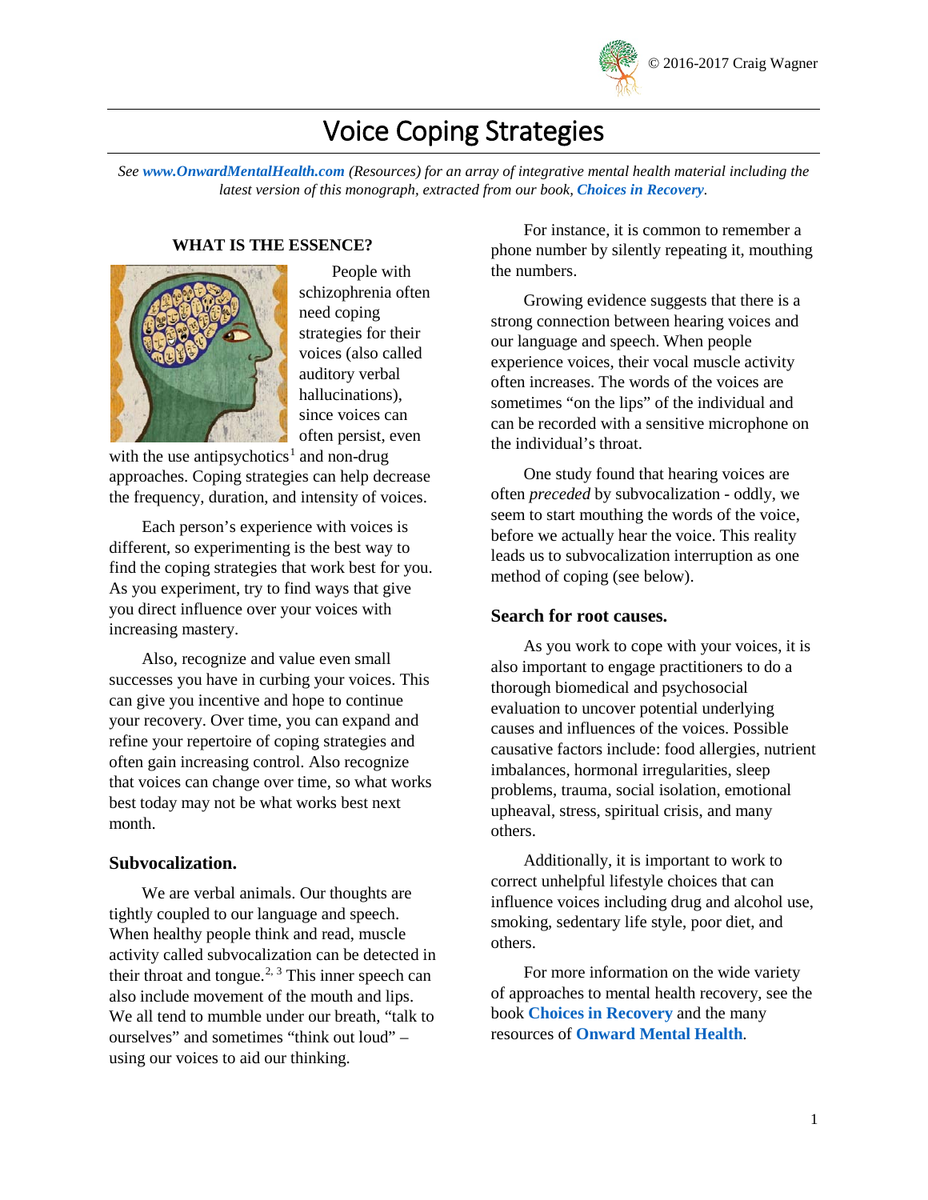# Voice Coping Strategies

*See **www.OnwardMentalHealth.com** (Resources) for an array of integrative mental health material including the latest version of this monograph, extracted from our book, **Choices in Recovery**.*

### WHAT IS THE ESSENCE?

People with schizophrenia often need coping strategies for their voices (also called auditory verbal hallucinations), since voices can often persist, even with the use antipsychotics[1] and non-drug approaches. Coping strategies can help decrease the frequency, duration, and intensity of voices.

Each person's experience with voices is different, so experimenting is the best way to find the coping strategies that work best for you. As you experiment, try to find ways that give you direct influence over your voices with increasing mastery.

Also, recognize and value even small successes you have in curbing your voices. This can give you incentive and hope to continue your recovery. Over time, you can expand and refine your repertoire of coping strategies and often gain increasing control. Also recognize that voices can change over time, so what works best today may not be what works best next month.

### Subvocalization.

We are verbal animals. Our thoughts are tightly coupled to our language and speech. When healthy people think and read, muscle activity called subvocalization can be detected in their throat and tongue.[2, 3] This inner speech can also include movement of the mouth and lips. We all tend to mumble under our breath, "talk to ourselves" and sometimes "think out loud" – using our voices to aid our thinking.

For instance, it is common to remember a phone number by silently repeating it, mouthing the numbers.

Growing evidence suggests that there is a strong connection between hearing voices and our language and speech. When people experience voices, their vocal muscle activity often increases. The words of the voices are sometimes "on the lips" of the individual and can be recorded with a sensitive microphone on the individual's throat.

One study found that hearing voices are often *preceded* by subvocalization - oddly, we seem to start mouthing the words of the voice, before we actually hear the voice. This reality leads us to subvocalization interruption as one method of coping (see below).

### Search for root causes.

As you work to cope with your voices, it is also important to engage practitioners to do a thorough biomedical and psychosocial evaluation to uncover potential underlying causes and influences of the voices. Possible causative factors include: food allergies, nutrient imbalances, hormonal irregularities, sleep problems, trauma, social isolation, emotional upheaval, stress, spiritual crisis, and many others.

Additionally, it is important to work to correct unhelpful lifestyle choices that can influence voices including drug and alcohol use, smoking, sedentary life style, poor diet, and others.

For more information on the wide variety of approaches to mental health recovery, see the book **Choices in Recovery** and the many resources of **Onward Mental Health**.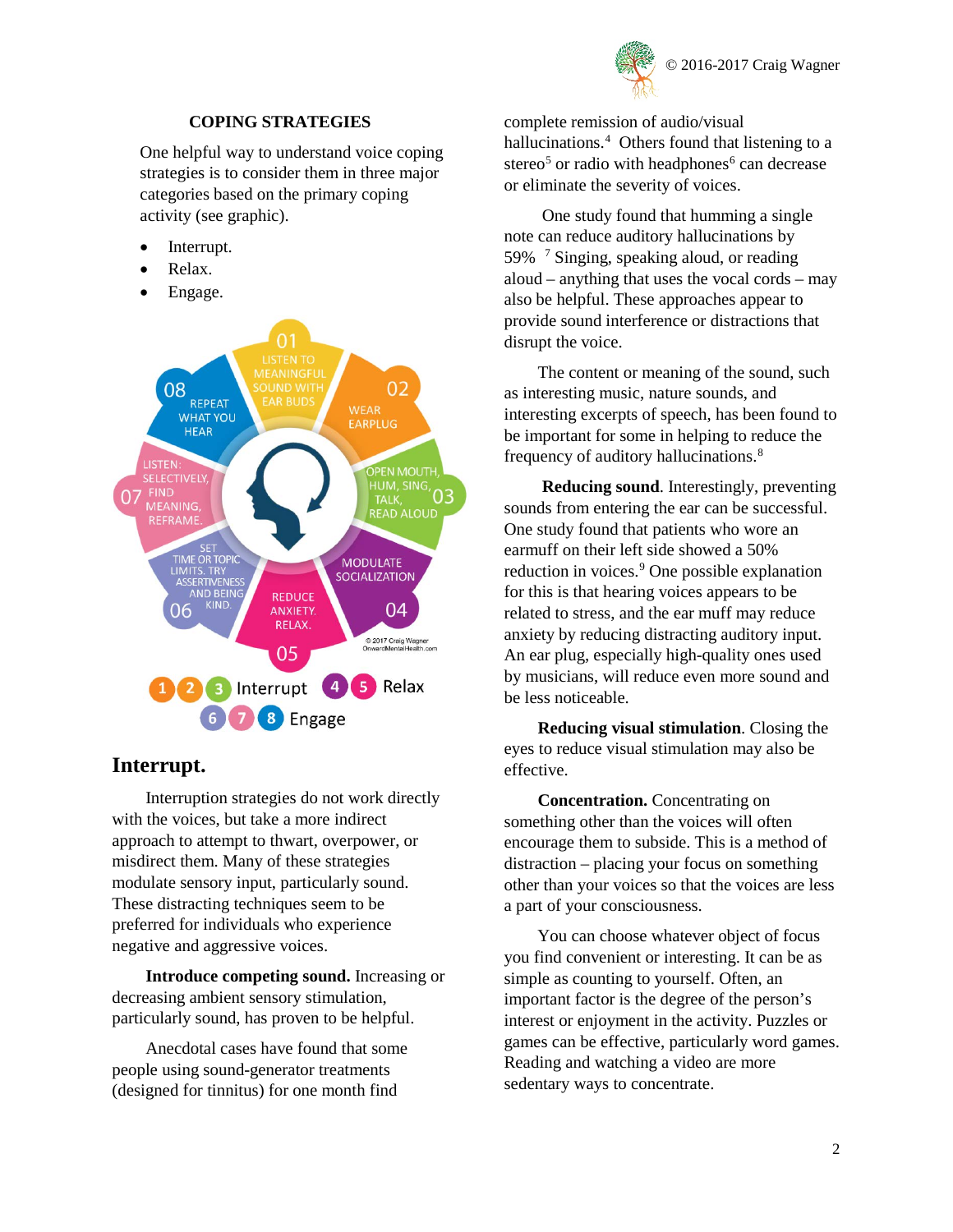## COPING STRATEGIES

One helpful way to understand voice coping strategies is to consider them in three major categories based on the primary coping activity (see graphic).

- Interrupt.
- Relax.
- Engage.

01 LISTEN TO MEANINGFUL SOUND WITH EAR BUDS
02 WEAR EARPLUG
03 OPEN MOUTH, HUM, SING, TALK, READ ALOUD
04 MODULATE SOCIALIZATION
05 REDUCE ANXIETY. RELAX.
06 SET TIME OR TOPIC LIMITS. TRY ASSERTIVENESS AND BEING KIND.
07 LISTEN: SELECTIVELY, FIND MEANING, REFRAME.
08 REPEAT WHAT YOU HEAR

© 2017 Craig Wagner OnwardMentalHealth.com

1 2 3 Interrupt 4 5 Relax
6 7 8 Engage

## Interrupt.

Interruption strategies do not work directly with the voices, but take a more indirect approach to attempt to thwart, overpower, or misdirect them. Many of these strategies modulate sensory input, particularly sound. These distracting techniques seem to be preferred for individuals who experience negative and aggressive voices.

**Introduce competing sound.** Increasing or decreasing ambient sensory stimulation, particularly sound, has proven to be helpful.

Anecdotal cases have found that some people using sound-generator treatments (designed for tinnitus) for one month find complete remission of audio/visual hallucinations.[4] Others found that listening to a stereo[5] or radio with headphones[6] can decrease or eliminate the severity of voices.

One study found that humming a single note can reduce auditory hallucinations by 59% [7] Singing, speaking aloud, or reading aloud – anything that uses the vocal cords – may also be helpful. These approaches appear to provide sound interference or distractions that disrupt the voice.

The content or meaning of the sound, such as interesting music, nature sounds, and interesting excerpts of speech, has been found to be important for some in helping to reduce the frequency of auditory hallucinations.[8]

**Reducing sound**. Interestingly, preventing sounds from entering the ear can be successful. One study found that patients who wore an earmuff on their left side showed a 50% reduction in voices.[9] One possible explanation for this is that hearing voices appears to be related to stress, and the ear muff may reduce anxiety by reducing distracting auditory input. An ear plug, especially high-quality ones used by musicians, will reduce even more sound and be less noticeable.

**Reducing visual stimulation**. Closing the eyes to reduce visual stimulation may also be effective.

**Concentration.** Concentrating on something other than the voices will often encourage them to subside. This is a method of distraction – placing your focus on something other than your voices so that the voices are less a part of your consciousness.

You can choose whatever object of focus you find convenient or interesting. It can be as simple as counting to yourself. Often, an important factor is the degree of the person's interest or enjoyment in the activity. Puzzles or games can be effective, particularly word games. Reading and watching a video are more sedentary ways to concentrate.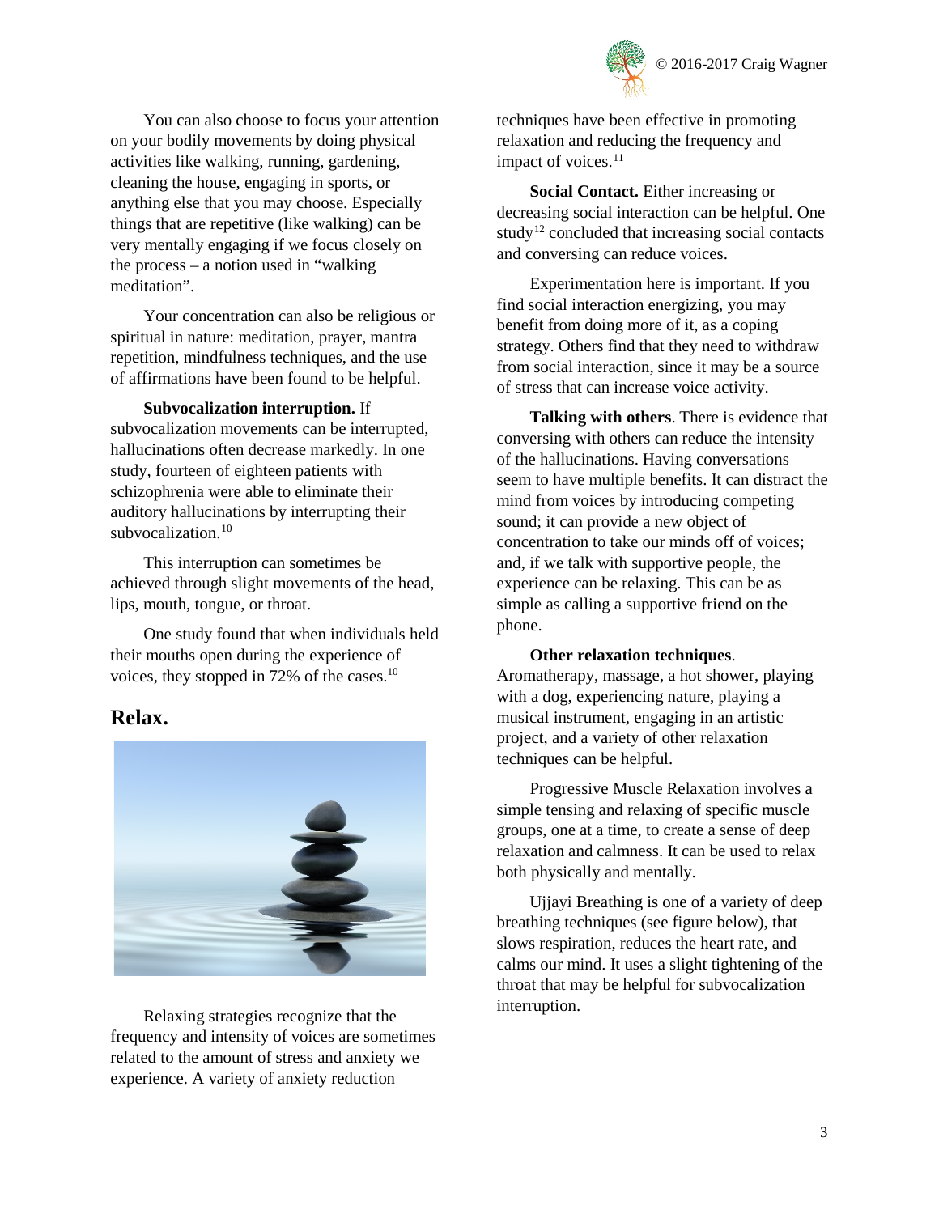You can also choose to focus your attention on your bodily movements by doing physical activities like walking, running, gardening, cleaning the house, engaging in sports, or anything else that you may choose. Especially things that are repetitive (like walking) can be very mentally engaging if we focus closely on the process – a notion used in "walking meditation".

Your concentration can also be religious or spiritual in nature: meditation, prayer, mantra repetition, mindfulness techniques, and the use of affirmations have been found to be helpful.

**Subvocalization interruption.** If subvocalization movements can be interrupted, hallucinations often decrease markedly. In one study, fourteen of eighteen patients with schizophrenia were able to eliminate their auditory hallucinations by interrupting their subvocalization.[10]

This interruption can sometimes be achieved through slight movements of the head, lips, mouth, tongue, or throat.

One study found that when individuals held their mouths open during the experience of voices, they stopped in 72% of the cases.[10]

## Relax.

Relaxing strategies recognize that the frequency and intensity of voices are sometimes related to the amount of stress and anxiety we experience. A variety of anxiety reduction techniques have been effective in promoting relaxation and reducing the frequency and impact of voices.[11]

**Social Contact.** Either increasing or decreasing social interaction can be helpful. One study[12] concluded that increasing social contacts and conversing can reduce voices.

Experimentation here is important. If you find social interaction energizing, you may benefit from doing more of it, as a coping strategy. Others find that they need to withdraw from social interaction, since it may be a source of stress that can increase voice activity.

**Talking with others**. There is evidence that conversing with others can reduce the intensity of the hallucinations. Having conversations seem to have multiple benefits. It can distract the mind from voices by introducing competing sound; it can provide a new object of concentration to take our minds off of voices; and, if we talk with supportive people, the experience can be relaxing. This can be as simple as calling a supportive friend on the phone.

**Other relaxation techniques**. Aromatherapy, massage, a hot shower, playing with a dog, experiencing nature, playing a musical instrument, engaging in an artistic project, and a variety of other relaxation techniques can be helpful.

Progressive Muscle Relaxation involves a simple tensing and relaxing of specific muscle groups, one at a time, to create a sense of deep relaxation and calmness. It can be used to relax both physically and mentally.

Ujjayi Breathing is one of a variety of deep breathing techniques (see figure below), that slows respiration, reduces the heart rate, and calms our mind. It uses a slight tightening of the throat that may be helpful for subvocalization interruption.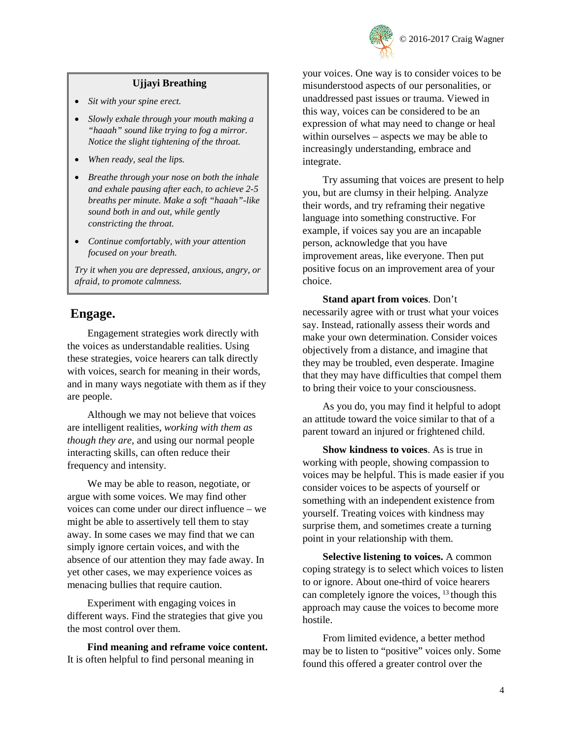**Ujjayi Breathing**

- *Sit with your spine erect.*
- *Slowly exhale through your mouth making a "haaah" sound like trying to fog a mirror. Notice the slight tightening of the throat.*
- *When ready, seal the lips.*
- *Breathe through your nose on both the inhale and exhale pausing after each, to achieve 2-5 breaths per minute. Make a soft "haaah"-like sound both in and out, while gently constricting the throat.*
- *Continue comfortably, with your attention focused on your breath.*

*Try it when you are depressed, anxious, angry, or afraid, to promote calmness.*

## Engage.

Engagement strategies work directly with the voices as understandable realities. Using these strategies, voice hearers can talk directly with voices, search for meaning in their words, and in many ways negotiate with them as if they are people.

Although we may not believe that voices are intelligent realities, *working with them as though they are*, and using our normal people interacting skills, can often reduce their frequency and intensity.

We may be able to reason, negotiate, or argue with some voices. We may find other voices can come under our direct influence – we might be able to assertively tell them to stay away. In some cases we may find that we can simply ignore certain voices, and with the absence of our attention they may fade away. In yet other cases, we may experience voices as menacing bullies that require caution.

Experiment with engaging voices in different ways. Find the strategies that give you the most control over them.

**Find meaning and reframe voice content.** It is often helpful to find personal meaning in your voices. One way is to consider voices to be misunderstood aspects of our personalities, or unaddressed past issues or trauma. Viewed in this way, voices can be considered to be an expression of what may need to change or heal within ourselves – aspects we may be able to increasingly understanding, embrace and integrate.

Try assuming that voices are present to help you, but are clumsy in their helping. Analyze their words, and try reframing their negative language into something constructive. For example, if voices say you are an incapable person, acknowledge that you have improvement areas, like everyone. Then put positive focus on an improvement area of your choice.

**Stand apart from voices**. Don't necessarily agree with or trust what your voices say. Instead, rationally assess their words and make your own determination. Consider voices objectively from a distance, and imagine that they may be troubled, even desperate. Imagine that they may have difficulties that compel them to bring their voice to your consciousness.

As you do, you may find it helpful to adopt an attitude toward the voice similar to that of a parent toward an injured or frightened child.

**Show kindness to voices**. As is true in working with people, showing compassion to voices may be helpful. This is made easier if you consider voices to be aspects of yourself or something with an independent existence from yourself. Treating voices with kindness may surprise them, and sometimes create a turning point in your relationship with them.

**Selective listening to voices.** A common coping strategy is to select which voices to listen to or ignore. About one-third of voice hearers can completely ignore the voices, [13] though this approach may cause the voices to become more hostile.

From limited evidence, a better method may be to listen to "positive" voices only. Some found this offered a greater control over the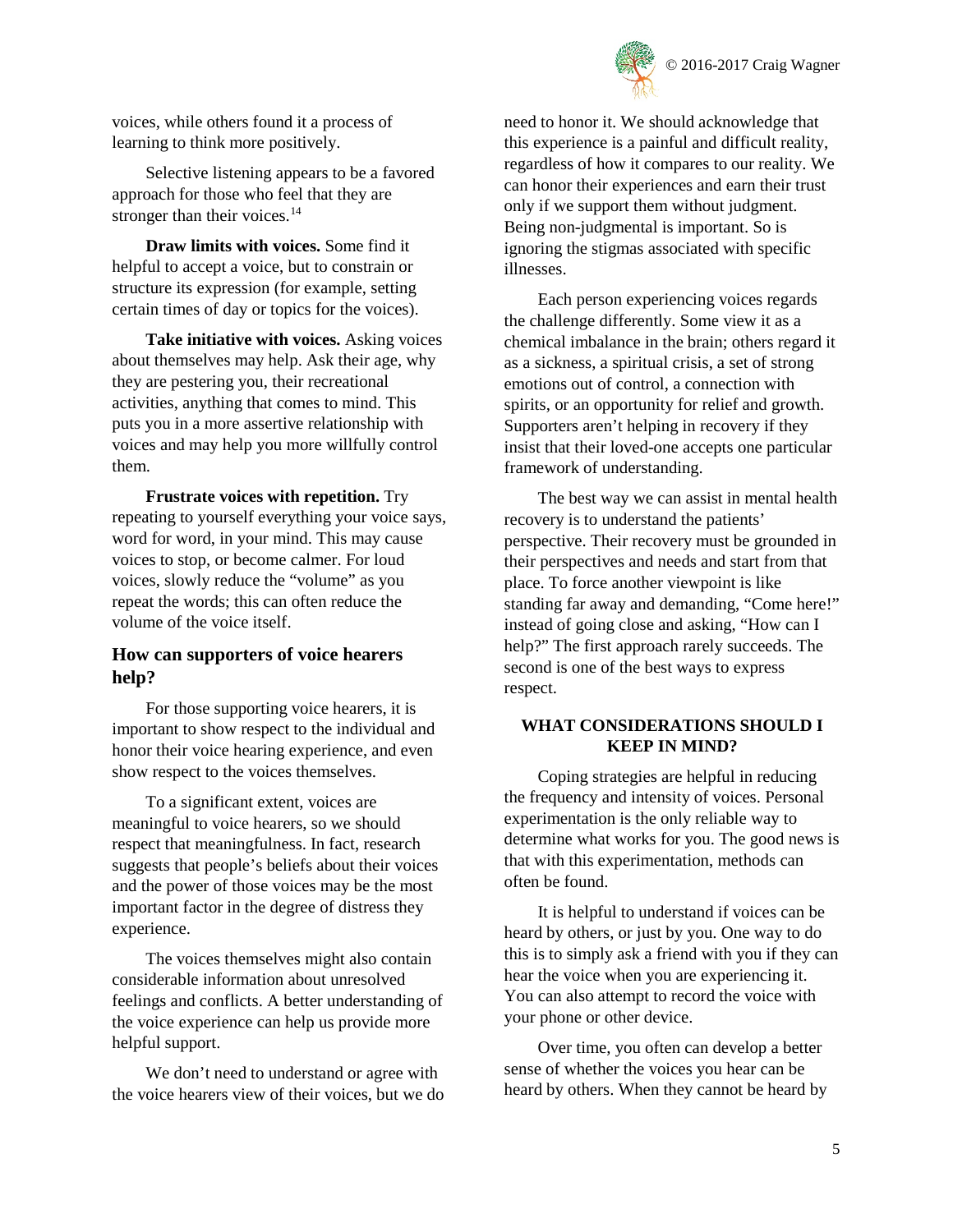voices, while others found it a process of learning to think more positively.

Selective listening appears to be a favored approach for those who feel that they are stronger than their voices.[14]

**Draw limits with voices.** Some find it helpful to accept a voice, but to constrain or structure its expression (for example, setting certain times of day or topics for the voices).

**Take initiative with voices.** Asking voices about themselves may help. Ask their age, why they are pestering you, their recreational activities, anything that comes to mind. This puts you in a more assertive relationship with voices and may help you more willfully control them.

**Frustrate voices with repetition.** Try repeating to yourself everything your voice says, word for word, in your mind. This may cause voices to stop, or become calmer. For loud voices, slowly reduce the "volume" as you repeat the words; this can often reduce the volume of the voice itself.

### How can supporters of voice hearers help?

For those supporting voice hearers, it is important to show respect to the individual and honor their voice hearing experience, and even show respect to the voices themselves.

To a significant extent, voices are meaningful to voice hearers, so we should respect that meaningfulness. In fact, research suggests that people's beliefs about their voices and the power of those voices may be the most important factor in the degree of distress they experience.

The voices themselves might also contain considerable information about unresolved feelings and conflicts. A better understanding of the voice experience can help us provide more helpful support.

We don't need to understand or agree with the voice hearers view of their voices, but we do need to honor it. We should acknowledge that this experience is a painful and difficult reality, regardless of how it compares to our reality. We can honor their experiences and earn their trust only if we support them without judgment. Being non-judgmental is important. So is ignoring the stigmas associated with specific illnesses.

Each person experiencing voices regards the challenge differently. Some view it as a chemical imbalance in the brain; others regard it as a sickness, a spiritual crisis, a set of strong emotions out of control, a connection with spirits, or an opportunity for relief and growth. Supporters aren't helping in recovery if they insist that their loved-one accepts one particular framework of understanding.

The best way we can assist in mental health recovery is to understand the patients' perspective. Their recovery must be grounded in their perspectives and needs and start from that place. To force another viewpoint is like standing far away and demanding, "Come here!" instead of going close and asking, "How can I help?" The first approach rarely succeeds. The second is one of the best ways to express respect.

#### WHAT CONSIDERATIONS SHOULD I KEEP IN MIND?

Coping strategies are helpful in reducing the frequency and intensity of voices. Personal experimentation is the only reliable way to determine what works for you. The good news is that with this experimentation, methods can often be found.

It is helpful to understand if voices can be heard by others, or just by you. One way to do this is to simply ask a friend with you if they can hear the voice when you are experiencing it. You can also attempt to record the voice with your phone or other device.

Over time, you often can develop a better sense of whether the voices you hear can be heard by others. When they cannot be heard by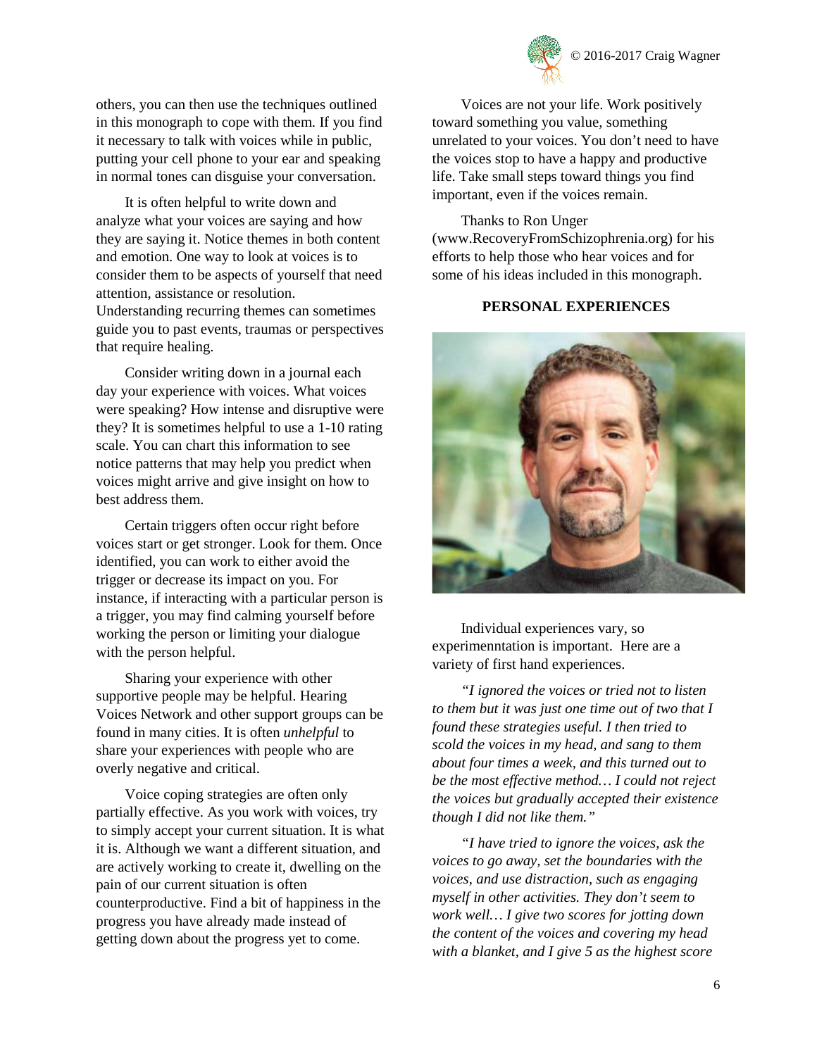others, you can then use the techniques outlined in this monograph to cope with them. If you find it necessary to talk with voices while in public, putting your cell phone to your ear and speaking in normal tones can disguise your conversation.

It is often helpful to write down and analyze what your voices are saying and how they are saying it. Notice themes in both content and emotion. One way to look at voices is to consider them to be aspects of yourself that need attention, assistance or resolution. Understanding recurring themes can sometimes guide you to past events, traumas or perspectives that require healing.

Consider writing down in a journal each day your experience with voices. What voices were speaking? How intense and disruptive were they? It is sometimes helpful to use a 1-10 rating scale. You can chart this information to see notice patterns that may help you predict when voices might arrive and give insight on how to best address them.

Certain triggers often occur right before voices start or get stronger. Look for them. Once identified, you can work to either avoid the trigger or decrease its impact on you. For instance, if interacting with a particular person is a trigger, you may find calming yourself before working the person or limiting your dialogue with the person helpful.

Sharing your experience with other supportive people may be helpful. Hearing Voices Network and other support groups can be found in many cities. It is often *unhelpful* to share your experiences with people who are overly negative and critical.

Voice coping strategies are often only partially effective. As you work with voices, try to simply accept your current situation. It is what it is. Although we want a different situation, and are actively working to create it, dwelling on the pain of our current situation is often counterproductive. Find a bit of happiness in the progress you have already made instead of getting down about the progress yet to come.

Voices are not your life. Work positively toward something you value, something unrelated to your voices. You don't need to have the voices stop to have a happy and productive life. Take small steps toward things you find important, even if the voices remain.

Thanks to Ron Unger (www.RecoveryFromSchizophrenia.org) for his efforts to help those who hear voices and for some of his ideas included in this monograph.

## PERSONAL EXPERIENCES

Individual experiences vary, so experimenntation is important. Here are a variety of first hand experiences.

*"I ignored the voices or tried not to listen to them but it was just one time out of two that I found these strategies useful. I then tried to scold the voices in my head, and sang to them about four times a week, and this turned out to be the most effective method… I could not reject the voices but gradually accepted their existence though I did not like them."*

*"I have tried to ignore the voices, ask the voices to go away, set the boundaries with the voices, and use distraction, such as engaging myself in other activities. They don't seem to work well… I give two scores for jotting down the content of the voices and covering my head with a blanket, and I give 5 as the highest score*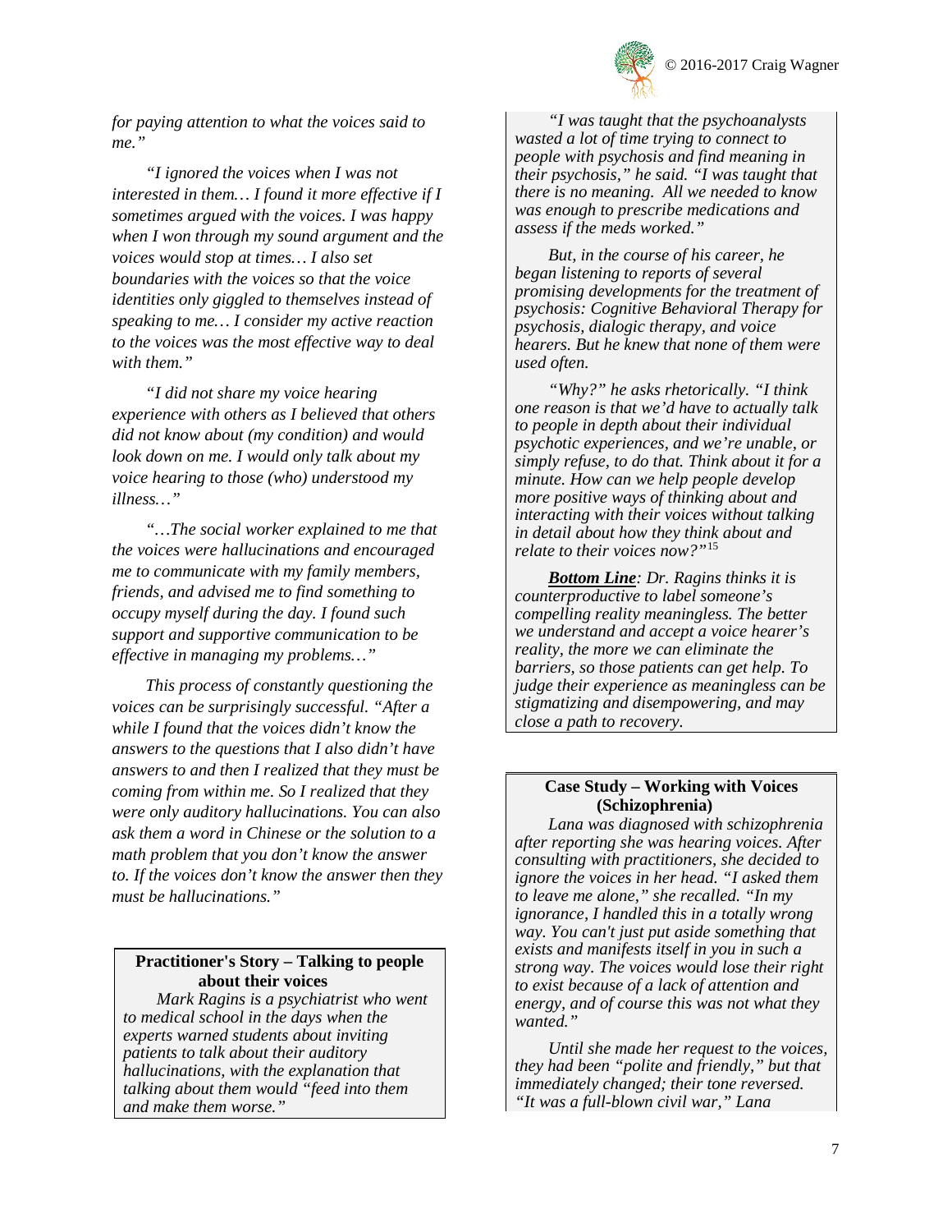*for paying attention to what the voices said to me."*

*"I ignored the voices when I was not interested in them… I found it more effective if I sometimes argued with the voices. I was happy when I won through my sound argument and the voices would stop at times… I also set boundaries with the voices so that the voice identities only giggled to themselves instead of speaking to me… I consider my active reaction to the voices was the most effective way to deal with them."*

*"I did not share my voice hearing experience with others as I believed that others did not know about (my condition) and would look down on me. I would only talk about my voice hearing to those (who) understood my illness…"*

*"…The social worker explained to me that the voices were hallucinations and encouraged me to communicate with my family members, friends, and advised me to find something to occupy myself during the day. I found such support and supportive communication to be effective in managing my problems…"*

*This process of constantly questioning the voices can be surprisingly successful. "After a while I found that the voices didn't know the answers to the questions that I also didn't have answers to and then I realized that they must be coming from within me. So I realized that they were only auditory hallucinations. You can also ask them a word in Chinese or the solution to a math problem that you don't know the answer to. If the voices don't know the answer then they must be hallucinations."*

**Practitioner's Story – Talking to people about their voices**

*Mark Ragins is a psychiatrist who went to medical school in the days when the experts warned students about inviting patients to talk about their auditory hallucinations, with the explanation that talking about them would "feed into them and make them worse."*

*"I was taught that the psychoanalysts wasted a lot of time trying to connect to people with psychosis and find meaning in their psychosis," he said. "I was taught that there is no meaning. All we needed to know was enough to prescribe medications and assess if the meds worked."*

*But, in the course of his career, he began listening to reports of several promising developments for the treatment of psychosis: Cognitive Behavioral Therapy for psychosis, dialogic therapy, and voice hearers. But he knew that none of them were used often.*

*"Why?" he asks rhetorically. "I think one reason is that we'd have to actually talk to people in depth about their individual psychotic experiences, and we're unable, or simply refuse, to do that. Think about it for a minute. How can we help people develop more positive ways of thinking about and interacting with their voices without talking in detail about how they think about and relate to their voices now?"*[15]

***<u>Bottom Line</u>****: Dr. Ragins thinks it is counterproductive to label someone's compelling reality meaningless. The better we understand and accept a voice hearer's reality, the more we can eliminate the barriers, so those patients can get help. To judge their experience as meaningless can be stigmatizing and disempowering, and may close a path to recovery.*

**Case Study – Working with Voices (Schizophrenia)**

*Lana was diagnosed with schizophrenia after reporting she was hearing voices. After consulting with practitioners, she decided to ignore the voices in her head. "I asked them to leave me alone," she recalled. "In my ignorance, I handled this in a totally wrong way. You can't just put aside something that exists and manifests itself in you in such a strong way. The voices would lose their right to exist because of a lack of attention and energy, and of course this was not what they wanted."*

*Until she made her request to the voices, they had been "polite and friendly," but that immediately changed; their tone reversed. "It was a full-blown civil war," Lana*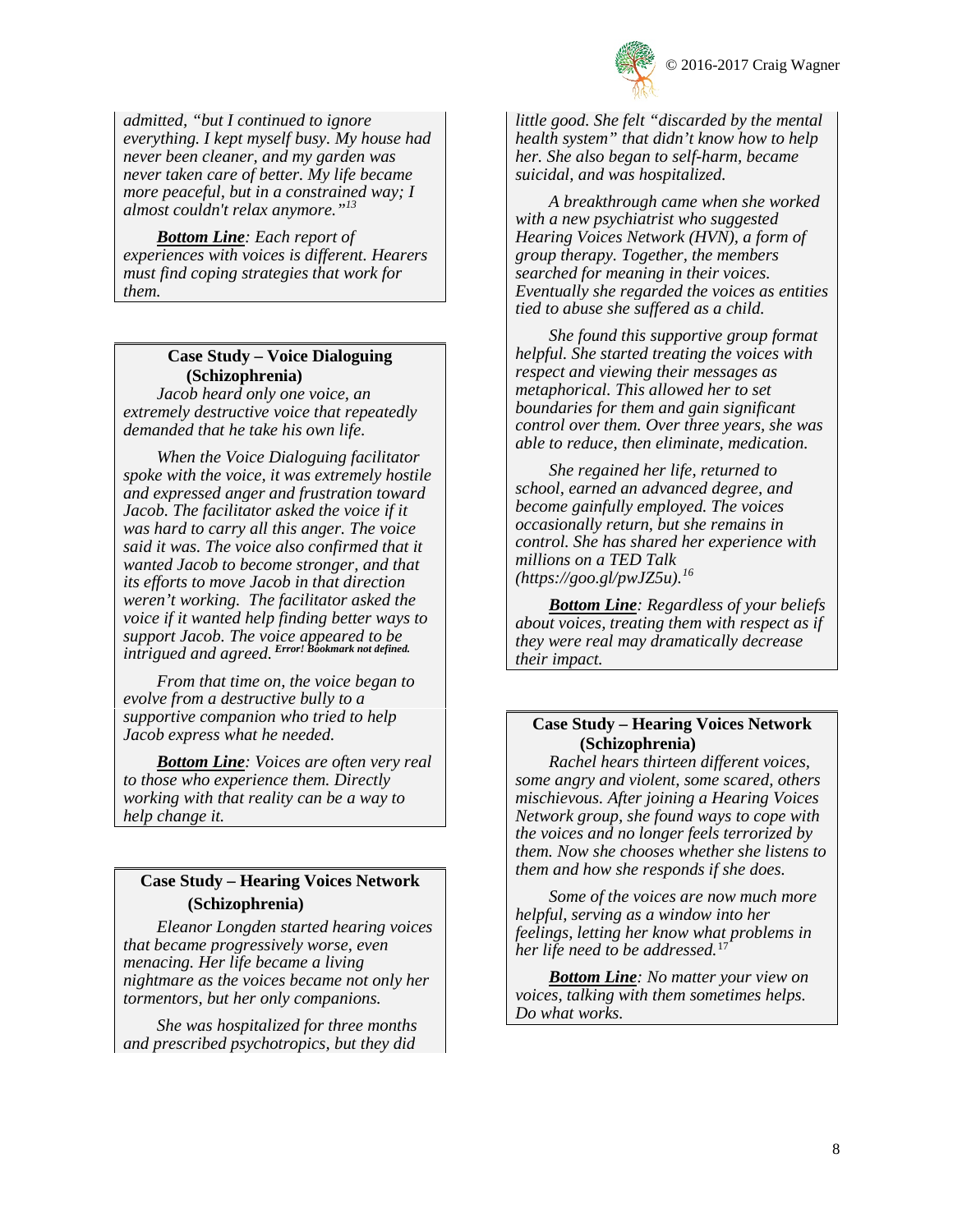*admitted, "but I continued to ignore everything. I kept myself busy. My house had never been cleaner, and my garden was never taken care of better. My life became more peaceful, but in a constrained way; I almost couldn't relax anymore."*[13]

***Bottom Line**: Each report of experiences with voices is different. Hearers must find coping strategies that work for them.*

**Case Study – Voice Dialoguing (Schizophrenia)**

*Jacob heard only one voice, an extremely destructive voice that repeatedly demanded that he take his own life.*

*When the Voice Dialoguing facilitator spoke with the voice, it was extremely hostile and expressed anger and frustration toward Jacob. The facilitator asked the voice if it was hard to carry all this anger. The voice said it was. The voice also confirmed that it wanted Jacob to become stronger, and that its efforts to move Jacob in that direction weren't working. The facilitator asked the voice if it wanted help finding better ways to support Jacob. The voice appeared to be intrigued and agreed.* ***Error! Bookmark not defined.***

*From that time on, the voice began to evolve from a destructive bully to a supportive companion who tried to help Jacob express what he needed.*

***Bottom Line**: Voices are often very real to those who experience them. Directly working with that reality can be a way to help change it.*

**Case Study – Hearing Voices Network (Schizophrenia)**

*Eleanor Longden started hearing voices that became progressively worse, even menacing. Her life became a living nightmare as the voices became not only her tormentors, but her only companions.*

*She was hospitalized for three months and prescribed psychotropics, but they did little good. She felt "discarded by the mental health system" that didn't know how to help her. She also began to self-harm, became suicidal, and was hospitalized.*

*A breakthrough came when she worked with a new psychiatrist who suggested Hearing Voices Network (HVN), a form of group therapy. Together, the members searched for meaning in their voices. Eventually she regarded the voices as entities tied to abuse she suffered as a child.*

*She found this supportive group format helpful. She started treating the voices with respect and viewing their messages as metaphorical. This allowed her to set boundaries for them and gain significant control over them. Over three years, she was able to reduce, then eliminate, medication.*

*She regained her life, returned to school, earned an advanced degree, and become gainfully employed. The voices occasionally return, but she remains in control. She has shared her experience with millions on a TED Talk (https://goo.gl/pwJZ5u).*[16]

***Bottom Line**: Regardless of your beliefs about voices, treating them with respect as if they were real may dramatically decrease their impact.*

**Case Study – Hearing Voices Network (Schizophrenia)**

*Rachel hears thirteen different voices, some angry and violent, some scared, others mischievous. After joining a Hearing Voices Network group, she found ways to cope with the voices and no longer feels terrorized by them. Now she chooses whether she listens to them and how she responds if she does.*

*Some of the voices are now much more helpful, serving as a window into her feelings, letting her know what problems in her life need to be addressed.*[17]

***Bottom Line**: No matter your view on voices, talking with them sometimes helps. Do what works.*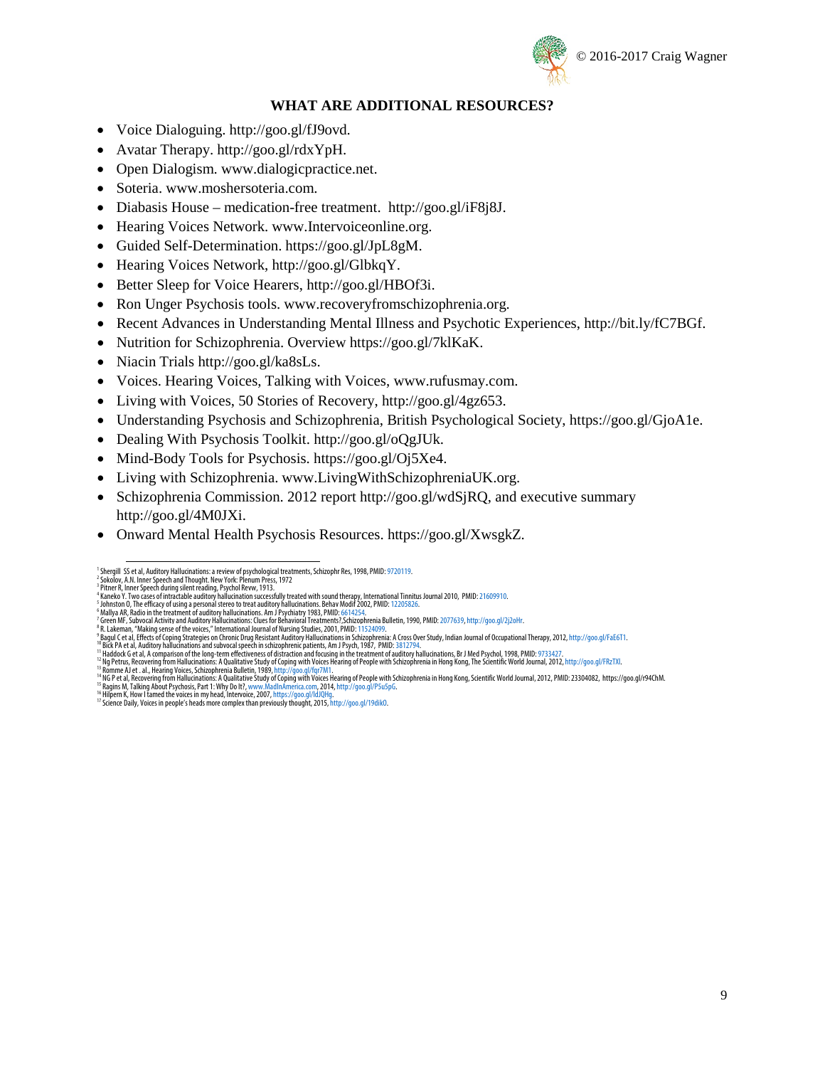### WHAT ARE ADDITIONAL RESOURCES?

- Voice Dialoguing. http://goo.gl/fJ9ovd.
- Avatar Therapy. http://goo.gl/rdxYpH.
- Open Dialogism. www.dialogicpractice.net.
- Soteria. www.moshersoteria.com.
- Diabasis House – medication-free treatment. http://goo.gl/iF8j8J.
- Hearing Voices Network. www.Intervoiceonline.org.
- Guided Self-Determination. https://goo.gl/JpL8gM.
- Hearing Voices Network, http://goo.gl/GlbkqY.
- Better Sleep for Voice Hearers, http://goo.gl/HBOf3i.
- Ron Unger Psychosis tools. www.recoveryfromschizophrenia.org.
- Recent Advances in Understanding Mental Illness and Psychotic Experiences, http://bit.ly/fC7BGf.
- Nutrition for Schizophrenia. Overview https://goo.gl/7klKaK.
- Niacin Trials http://goo.gl/ka8sLs.
- Voices. Hearing Voices, Talking with Voices, www.rufusmay.com.
- Living with Voices, 50 Stories of Recovery, http://goo.gl/4gz653.
- Understanding Psychosis and Schizophrenia, British Psychological Society, https://goo.gl/GjoA1e.
- Dealing With Psychosis Toolkit. http://goo.gl/oQgJUk.
- Mind-Body Tools for Psychosis. https://goo.gl/Oj5Xe4.
- Living with Schizophrenia. www.LivingWithSchizophreniaUK.org.
- Schizophrenia Commission. 2012 report http://goo.gl/wdSjRQ, and executive summary http://goo.gl/4M0JXi.
- Onward Mental Health Psychosis Resources. https://goo.gl/XwsgkZ.

---

[1] Shergill SS et al, Auditory Hallucinations: a review of psychological treatments, Schizophr Res, 1998, PMID: 9720119.
[2] Sokolov, A.N. Inner Speech and Thought. New York: Plenum Press, 1972
[3] Pitner R, Inner Speech during silent reading, Psychol Revw, 1913.
[4] Kaneko Y. Two cases of intractable auditory hallucination successfully treated with sound therapy, International Tinnitus Journal 2010, PMID: 21609910.
[5] Johnston O, The efficacy of using a personal stereo to treat auditory hallucinations. Behav Modif 2002, PMID: 12205826.
[6] Mallya AR, Radio in the treatment of auditory hallucinations. Am J Psychiatry 1983, PMID: 6614254.
[7] Green MF, Subvocal Activity and Auditory Hallucinations: Clues for Behavioral Treatments?,Schizophrenia Bulletin, 1990, PMID: 2077639, http://goo.gl/2j2oHr.
[8] R. Lakeman, "Making sense of the voices," International Journal of Nursing Studies, 2001, PMID: 11524099.
[9] Bagul C et al, Effects of Coping Strategies on Chronic Drug Resistant Auditory Hallucinations in Schizophrenia: A Cross Over Study, Indian Journal of Occupational Therapy, 2012, http://goo.gl/FaE6T1.
[10] Bick PA et al, Auditory hallucinations and subvocal speech in schizophrenic patients, Am J Psych, 1987, PMID: 3812794.
[11] Haddock G et al, A comparison of the long-term effectiveness of distraction and focusing in the treatment of auditory hallucinations, Br J Med Psychol, 1998, PMID: 9733427.
[12] Ng Petrus, Recovering from Hallucinations: A Qualitative Study of Coping with Voices Hearing of People with Schizophrenia in Hong Kong, The Scientific World Journal, 2012, http://goo.gl/FRzTXl.
[13] Romme AJ et . al., Hearing Voices, Schizophrenia Bulletin, 1989, http://goo.gl/fqr7M1.
[14] NG P et al, Recovering from Hallucinations: A Qualitative Study of Coping with Voices Hearing of People with Schizophrenia in Hong Kong, Scientific World Journal, 2012, PMID: 23304082, https://goo.gl/r94ChM.
[15] Ragins M, Talking About Psychosis, Part 1: Why Do It?, www.MadInAmerica.com, 2014, http://goo.gl/P5u5pG.
[16] Hilpern K, How I tamed the voices in my head, Intervoice, 2007, https://goo.gl/IdJQHg.
[17] Science Daily, Voices in people's heads more complex than previously thought, 2015, http://goo.gl/19dik0.